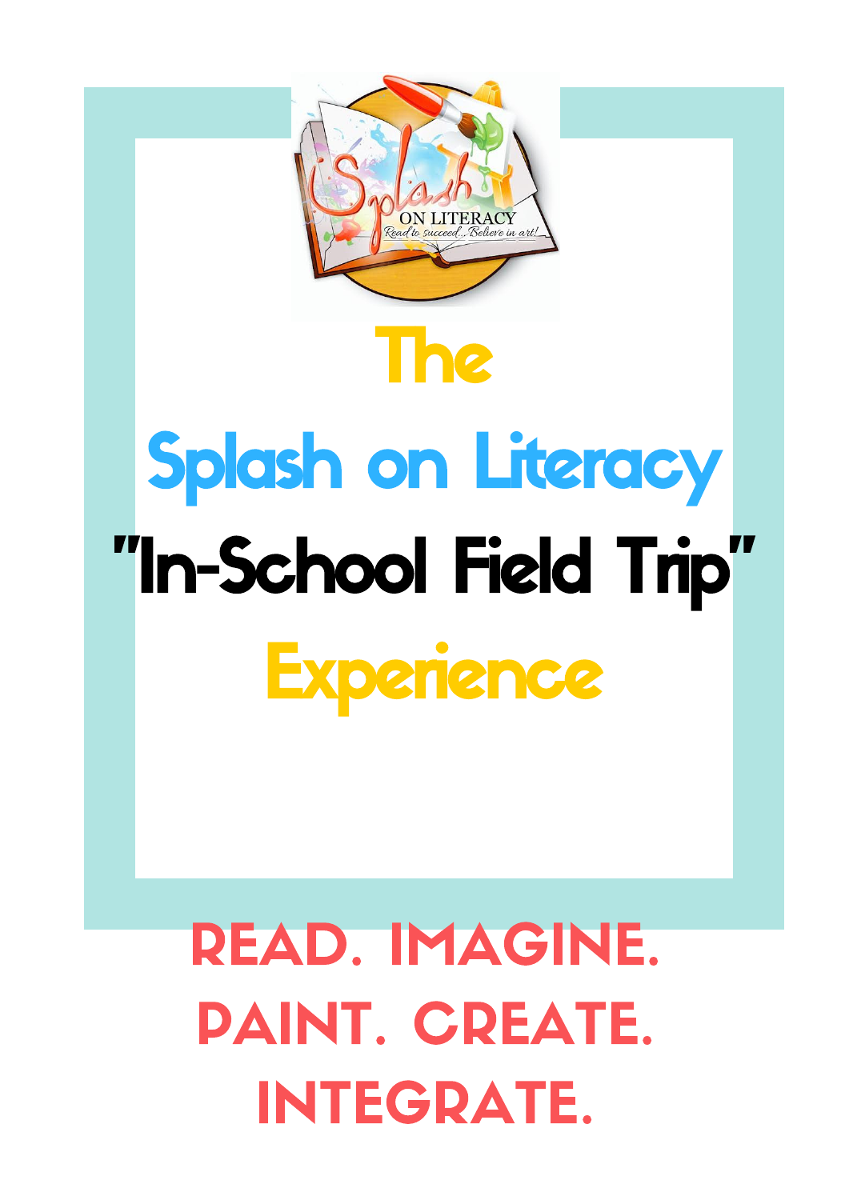# The Splash on Literacy "In-School Field Trip" Experience

READ. IMAGINE.
PAINT. CREATE.
INTEGRATE.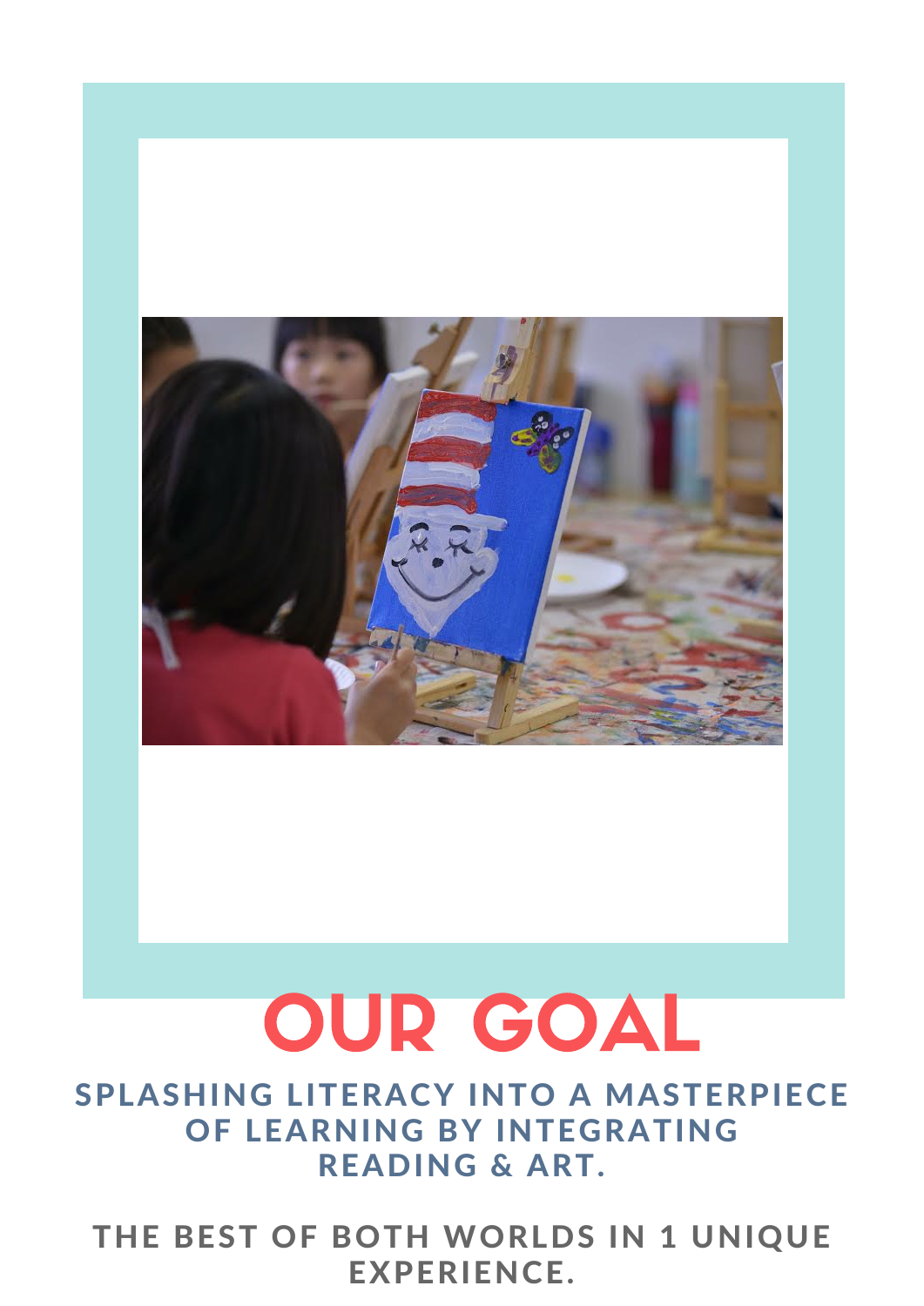# OUR GOAL

**SPLASHING LITERACY INTO A MASTERPIECE OF LEARNING BY INTEGRATING READING & ART.**

**THE BEST OF BOTH WORLDS IN 1 UNIQUE EXPERIENCE.**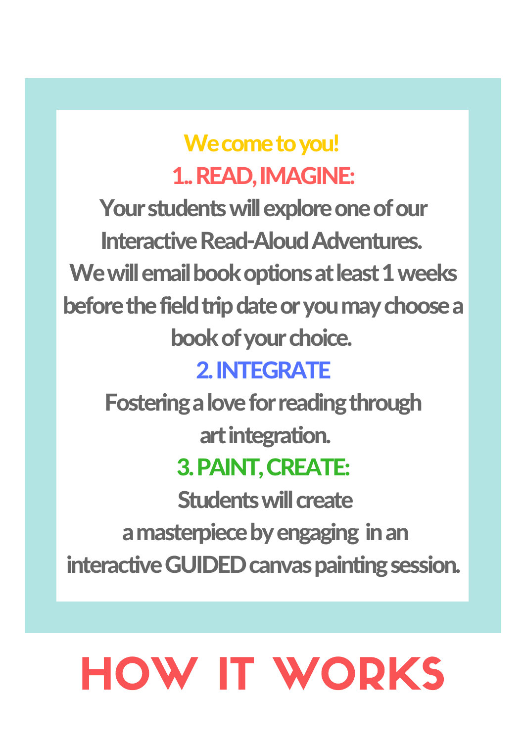**We come to you!**

**1.. READ, IMAGINE:**

**Your students will explore one of our Interactive Read-Aloud Adventures. We will email book options at least 1 weeks before the field trip date or you may choose a book of your choice.**

**2. INTEGRATE**

**Fostering a love for reading through art integration.**

**3. PAINT, CREATE:**

**Students will create a masterpiece by engaging in an interactive GUIDED canvas painting session.**

# HOW IT WORKS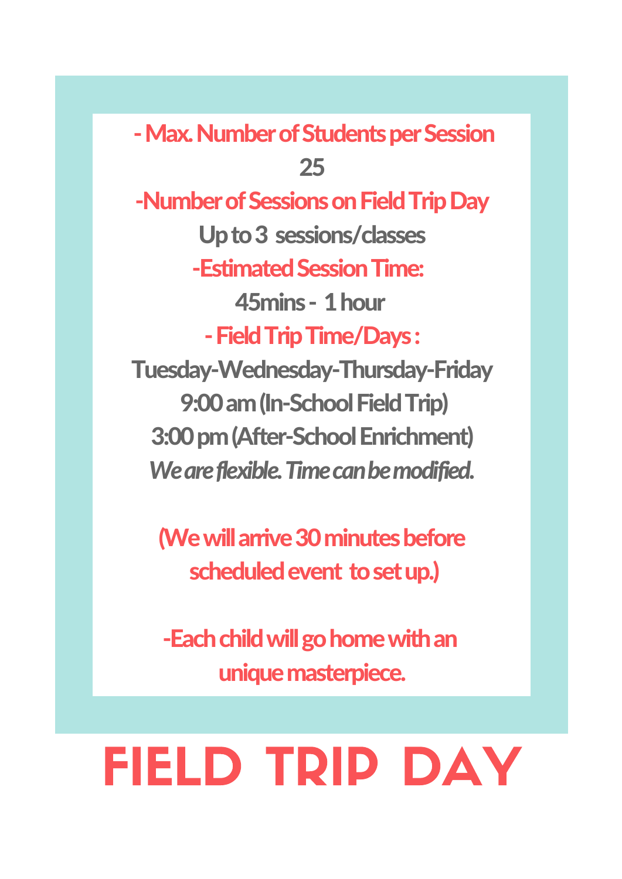**- Max. Number of Students per Session**

**25**

**-Number of Sessions on Field Trip Day**

**Up to 3 sessions/classes**

**-Estimated Session Time:**

**45mins - 1 hour**

**- Field Trip Time/Days :**

**Tuesday-Wednesday-Thursday-Friday**

**9:00 am (In-School Field Trip)**

**3:00 pm (After-School Enrichment)**

***We are flexible. Time can be modified.***

**(We will arrive 30 minutes before scheduled event to set up.)**

**-Each child will go home with an unique masterpiece.**

# FIELD TRIP DAY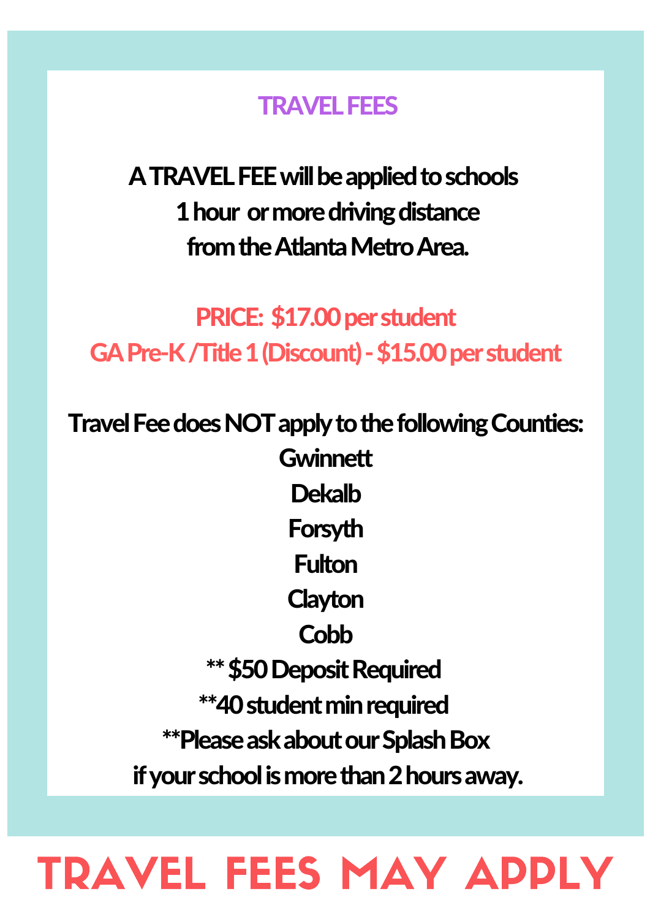## TRAVEL FEES

**A TRAVEL FEE will be applied to schools 1 hour or more driving distance from the Atlanta Metro Area.**

**PRICE: $17.00 per student**
**GA Pre-K /Title 1 (Discount) - $15.00 per student**

**Travel Fee does NOT apply to the following Counties:**

**Gwinnett**
**Dekalb**
**Forsyth**
**Fulton**
**Clayton**
**Cobb**

**** $50 Deposit Required**
****40 student min required**
****Please ask about our Splash Box if your school is more than 2 hours away.**

# TRAVEL FEES MAY APPLY